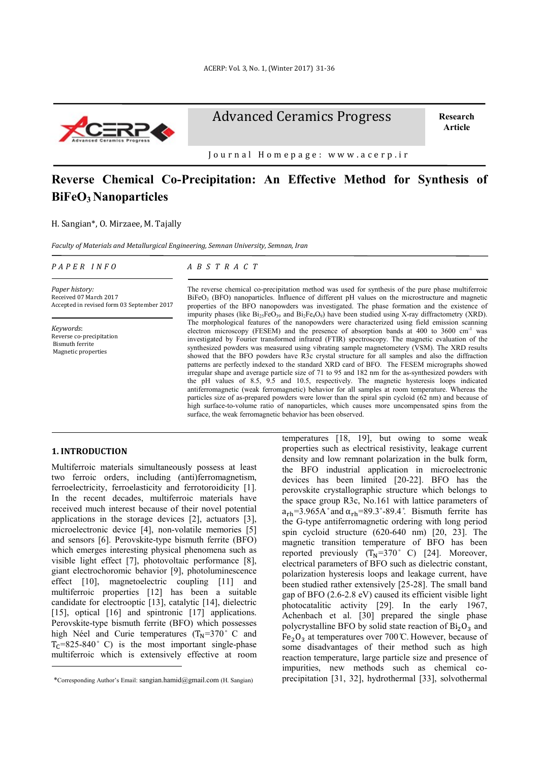Advanced Ceramics Progress

Research Article

Journal Homepage: www.acerp.ir

# Reverse Chemical Co-Precipitation: An Effective Method for Synthesis of $BiFeO_3$ Nanoparticles

H. Sangian*, O. Mirzaee, M. Tajally

*Faculty of Materials and Metallurgical Engineering, Semnan University, Semnan, Iran*

*PAPER INFO*

*Paper history:*
Received 07 March 2017
Accepted in revised form 03 September 2017

*Keywords*:
Reverse co-precipitation
Bismuth ferrite
Magnetic properties

*ABSTRACT*

The reverse chemical co-precipitation method was used for synthesis of the pure phase multiferroic $BiFeO_3$ (BFO) nanoparticles. Influence of different pH values on the microstructure and magnetic properties of the BFO nanopowders was investigated. The phase formation and the existence of impurity phases (like $Bi_{25}FeO_{39}$ and $Bi_2Fe_4O_9$) have been studied using X-ray diffractometry (XRD). The morphological features of the nanopowders were characterized using field emission scanning electron microscopy (FESEM) and the presence of absorption bands at 400 to 3600 $cm^{-1}$ was investigated by Fourier transformed infrared (FTIR) spectroscopy. The magnetic evaluation of the synthesized powders was measured using vibrating sample magnetometery (VSM). The XRD results showed that the BFO powders have R3c crystal structure for all samples and also the diffraction patterns are perfectly indexed to the standard XRD card of BFO. The FESEM micrographs showed irregular shape and average particle size of 71 to 95 and 182 nm for the as-synthesized powders with the pH values of 8.5, 9.5 and 10.5, respectively. The magnetic hysteresis loops indicated antiferromagnetic (weak ferromagnetic) behavior for all samples at room temperature. Whereas the particles size of as-prepared powders were lower than the spiral spin cycloid (62 nm) and because of high surface-to-volume ratio of nanoparticles, which causes more uncompensated spins from the surface, the weak ferromagnetic behavior has been observed.

## 1. INTRODUCTION

Multiferroic materials simultaneously possess at least two ferroic orders, including (anti)ferromagnetism, ferroelectricity, ferroelasticity and ferrotoroidicity [1]. In the recent decades, multiferroic materials have received much interest because of their novel potential applications in the storage devices [2], actuators [3], microelectronic device [4], non-volatile memories [5] and sensors [6]. Perovskite-type bismuth ferrite (BFO) which emerges interesting physical phenomena such as visible light effect [7], photovoltaic performance [8], giant electrochoromic behavior [9], photoluminescence effect [10], magnetoelectric coupling [11] and multiferroic properties [12] has been a suitable candidate for electrooptic [13], catalytic [14], dielectric [15], optical [16] and spintronic [17] applications. Perovskite-type bismuth ferrite (BFO) which possesses high Néel and Curie temperatures ($T_N$=370 °C and $T_C$=825-840 °C) is the most important single-phase multiferroic which is extensively effective at room temperatures [18, 19], but owing to some weak properties such as electrical resistivity, leakage current density and low remnant polarization in the bulk form, the BFO industrial application in microelectronic devices has been limited [20-22]. BFO has the perovskite crystallographic structure which belongs to the space group R3c, No.161 with lattice parameters of $a_{rh}$=3.965A° and $\alpha_{rh}$=89.3°-89.4°. Bismuth ferrite has the G-type antiferromagnetic ordering with long period spin cycloid structure (620-640 nm) [20, 23]. The magnetic transition temperature of BFO has been reported previously ($T_N$=370 °C) [24]. Moreover, electrical parameters of BFO such as dielectric constant, polarization hysteresis loops and leakage current, have been studied rather extensively [25-28]. The small band gap of BFO (2.6-2.8 eV) caused its efficient visible light photocatalitic activity [29]. In the early 1967, Achenbach et al. [30] prepared the single phase polycrystalline BFO by solid state reaction of $Bi_2O_3$ and $Fe_2O_3$ at temperatures over 700℃. However, because of some disadvantages of their method such as high reaction temperature, large particle size and presence of impurities, new methods such as chemical co-precipitation [31, 32], hydrothermal [33], solvothermal

*Corresponding Author's Email: sangian.hamid@gmail.com (H. Sangian)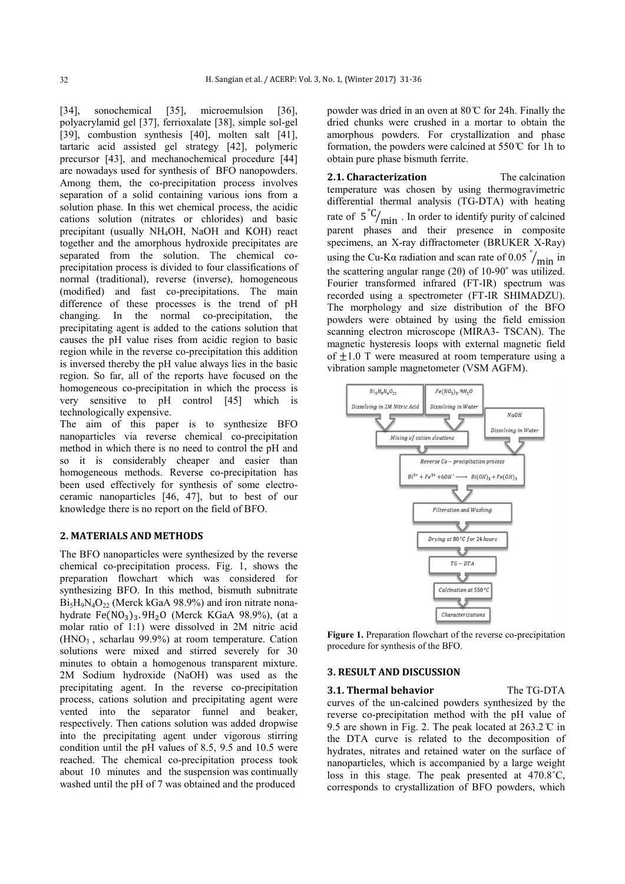[34], sonochemical [35], microemulsion [36], polyacrylamid gel [37], ferrioxalate [38], simple sol-gel [39], combustion synthesis [40], molten salt [41], tartaric acid assisted gel strategy [42], polymeric precursor [43], and mechanochemical procedure [44] are nowadays used for synthesis of BFO nanopowders. Among them, the co-precipitation process involves separation of a solid containing various ions from a solution phase. In this wet chemical process, the acidic cations solution (nitrates or chlorides) and basic precipitant (usually $NH_4OH$, NaOH and KOH) react together and the amorphous hydroxide precipitates are separated from the solution. The chemical co-precipitation process is divided to four classifications of normal (traditional), reverse (inverse), homogeneous (modified) and fast co-precipitations. The main difference of these processes is the trend of pH changing. In the normal co-precipitation, the precipitating agent is added to the cations solution that causes the pH value rises from acidic region to basic region while in the reverse co-precipitation this addition is inversed thereby the pH value always lies in the basic region. So far, all of the reports have focused on the homogeneous co-precipitation in which the process is very sensitive to pH control [45] which is technologically expensive.

The aim of this paper is to synthesize BFO nanoparticles via reverse chemical co-precipitation method in which there is no need to control the pH and so it is considerably cheaper and easier than homogeneous methods. Reverse co-precipitation has been used effectively for synthesis of some electro-ceramic nanoparticles [46, 47], but to best of our knowledge there is no report on the field of BFO.

## 2. MATERIALS AND METHODS

The BFO nanoparticles were synthesized by the reverse chemical co-precipitation process. Fig. 1, shows the preparation flowchart which was considered for synthesizing BFO. In this method, bismuth subnitrate $Bi_5H_9N_4O_{22}$ (Merck kGaA 98.9%) and iron nitrate nona-hydrate $Fe(NO_3)_3.9H_2O$ (Merck KGaA 98.9%), (at a molar ratio of 1:1) were dissolved in 2M nitric acid ($HNO_3$ , scharlau 99.9%) at room temperature. Cation solutions were mixed and stirred severely for 30 minutes to obtain a homogenous transparent mixture. 2M Sodium hydroxide (NaOH) was used as the precipitating agent. In the reverse co-precipitation process, cations solution and precipitating agent were vented into the separator funnel and beaker, respectively. Then cations solution was added dropwise into the precipitating agent under vigorous stirring condition until the pH values of 8.5, 9.5 and 10.5 were reached. The chemical co-precipitation process took about 10 minutes and the suspension was continually washed until the pH of 7 was obtained and the produced powder was dried in an oven at 80℃ for 24h. Finally the dried chunks were crushed in a mortar to obtain the amorphous powders. For crystallization and phase formation, the powders were calcined at 550℃ for 1h to obtain pure phase bismuth ferrite.

### 2.1. Characterization

The calcination temperature was chosen by using thermogravimetric differential thermal analysis (TG-DTA) with heating rate of $5\,^{\circ}\mathrm{C}/_{\mathrm{min}}$ . In order to identify purity of calcined parent phases and their presence in composite specimens, an X-ray diffractometer (BRUKER X-Ray) using the Cu-Kα radiation and scan rate of $0.05\,^{\circ}/_{\mathrm{min}}$ in the scattering angular range (2θ) of 10-90° was utilized. Fourier transformed infrared (FT-IR) spectrum was recorded using a spectrometer (FT-IR SHIMADZU). The morphology and size distribution of the BFO powders were obtained by using the field emission scanning electron microscope (MIRA3- TSCAN). The magnetic hysteresis loops with external magnetic field of $\pm 1.0$ T were measured at room temperature using a vibration sample magnetometer (VSM AGFM).

**Figure 1.** Preparation flowchart of the reverse co-precipitation procedure for synthesis of the BFO.

## 3. RESULT AND DISCUSSION

### 3.1. Thermal behavior

The TG-DTA curves of the un-calcined powders synthesized by the reverse co-precipitation method with the pH value of 9.5 are shown in Fig. 2. The peak located at 263.2℃ in the DTA curve is related to the decomposition of hydrates, nitrates and retained water on the surface of nanoparticles, which is accompanied by a large weight loss in this stage. The peak presented at 470.8°C, corresponds to crystallization of BFO powders, which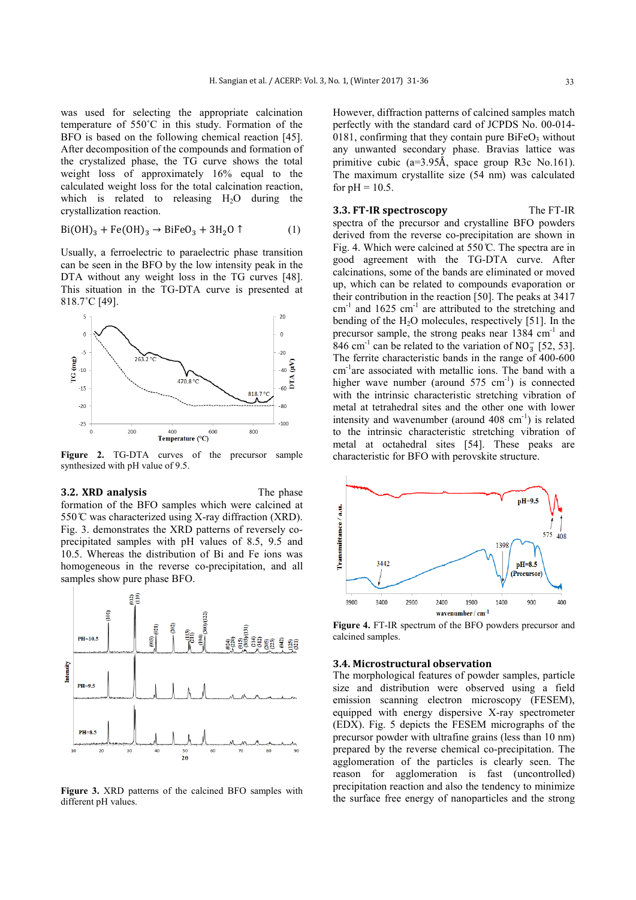was used for selecting the appropriate calcination temperature of 550°C in this study. Formation of the BFO is based on the following chemical reaction [45]. After decomposition of the compounds and formation of the crystalized phase, the TG curve shows the total weight loss of approximately 16% equal to the calculated weight loss for the total calcination reaction, which is related to releasing $H_2O$ during the crystallization reaction.

$$Bi(OH)_3 + Fe(OH)_3 \rightarrow BiFeO_3 + 3H_2O \uparrow \quad (1)$$

Usually, a ferroelectric to paraelectric phase transition can be seen in the BFO by the low intensity peak in the DTA without any weight loss in the TG curves [48]. This situation in the TG-DTA curve is presented at 818.7°C [49].

**Figure 2.** TG-DTA curves of the precursor sample synthesized with pH value of 9.5.

### 3.2. XRD analysis

The phase formation of the BFO samples which were calcined at 550℃ was characterized using X-ray diffraction (XRD). Fig. 3. demonstrates the XRD patterns of reversely co-precipitated samples with pH values of 8.5, 9.5 and 10.5. Whereas the distribution of Bi and Fe ions was homogeneous in the reverse co-precipitation, and all samples show pure phase BFO.

**Figure 3.** XRD patterns of the calcined BFO samples with different pH values.

However, diffraction patterns of calcined samples match perfectly with the standard card of JCPDS No. 00-014-0181, confirming that they contain pure $BiFeO_3$ without any unwanted secondary phase. Bravias lattice was primitive cubic (a=3.95Å, space group R3c No.161). The maximum crystallite size (54 nm) was calculated for pH = 10.5.

### 3.3. FT-IR spectroscopy

The FT-IR spectra of the precursor and crystalline BFO powders derived from the reverse co-precipitation are shown in Fig. 4. Which were calcined at 550℃. The spectra are in good agreement with the TG-DTA curve. After calcinations, some of the bands are eliminated or moved up, which can be related to compounds evaporation or their contribution in the reaction [50]. The peaks at 3417 $cm^{-1}$ and 1625 $cm^{-1}$ are attributed to the stretching and bending of the $H_2O$ molecules, respectively [51]. In the precursor sample, the strong peaks near 1384 $cm^{-1}$ and 846 $cm^{-1}$ can be related to the variation of $NO_3^-$ [52, 53]. The ferrite characteristic bands in the range of 400-600 $cm^{-1}$are associated with metallic ions. The band with a higher wave number (around 575 $cm^{-1}$) is connected with the intrinsic characteristic stretching vibration of metal at tetrahedral sites and the other one with lower intensity and wavenumber (around 408 $cm^{-1}$) is related to the intrinsic characteristic stretching vibration of metal at octahedral sites [54]. These peaks are characteristic for BFO with perovskite structure.

**Figure 4.** FT-IR spectrum of the BFO powders precursor and calcined samples.

### 3.4. Microstructural observation

The morphological features of powder samples, particle size and distribution were observed using a field emission scanning electron microscopy (FESEM), equipped with energy dispersive X-ray spectrometer (EDX). Fig. 5 depicts the FESEM micrographs of the precursor powder with ultrafine grains (less than 10 nm) prepared by the reverse chemical co-precipitation. The agglomeration of the particles is clearly seen. The reason for agglomeration is fast (uncontrolled) precipitation reaction and also the tendency to minimize the surface free energy of nanoparticles and the strong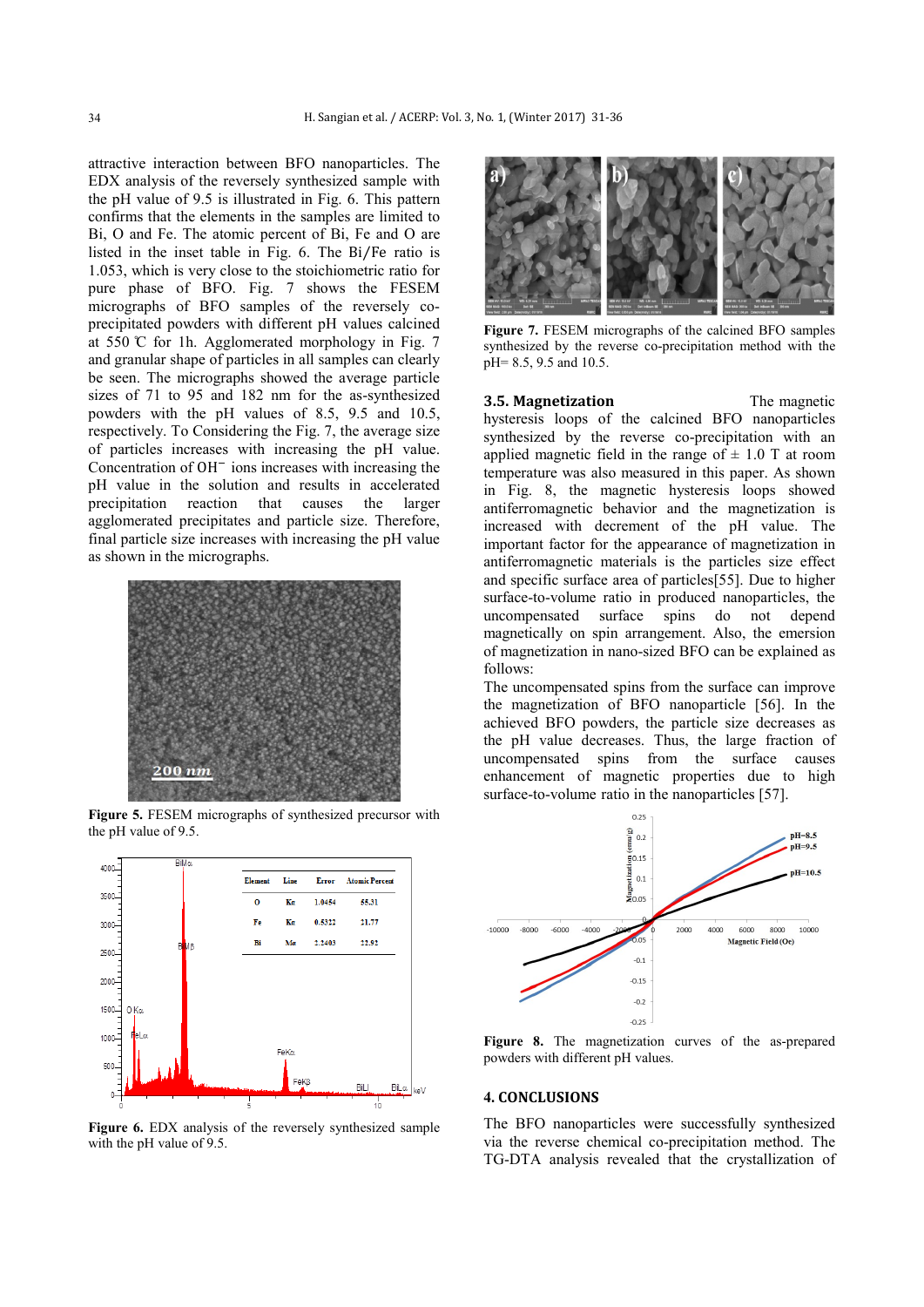attractive interaction between BFO nanoparticles. The EDX analysis of the reversely synthesized sample with the pH value of 9.5 is illustrated in Fig. 6. This pattern confirms that the elements in the samples are limited to Bi, O and Fe. The atomic percent of Bi, Fe and O are listed in the inset table in Fig. 6. The Bi/Fe ratio is 1.053, which is very close to the stoichiometric ratio for pure phase of BFO. Fig. 7 shows the FESEM micrographs of BFO samples of the reversely co-precipitated powders with different pH values calcined at 550 ℃ for 1h. Agglomerated morphology in Fig. 7 and granular shape of particles in all samples can clearly be seen. The micrographs showed the average particle sizes of 71 to 95 and 182 nm for the as-synthesized powders with the pH values of 8.5, 9.5 and 10.5, respectively. To Considering the Fig. 7, the average size of particles increases with increasing the pH value. Concentration of $OH^-$ ions increases with increasing the pH value in the solution and results in accelerated precipitation reaction that causes the larger agglomerated precipitates and particle size. Therefore, final particle size increases with increasing the pH value as shown in the micrographs.

**Figure 5.** FESEM micrographs of synthesized precursor with the pH value of 9.5.

| Element | Line | Error | Atomic Percent |
|---|---|---|---|
| O | Kα | 1.0454 | 55.31 |
| Fe | Kα | 0.5322 | 21.77 |
| Bi | Mα | 2.2403 | 22.92 |

**Figure 6.** EDX analysis of the reversely synthesized sample with the pH value of 9.5.

**Figure 7.** FESEM micrographs of the calcined BFO samples synthesized by the reverse co-precipitation method with the pH= 8.5, 9.5 and 10.5.

### 3.5. Magnetization

The magnetic hysteresis loops of the calcined BFO nanoparticles synthesized by the reverse co-precipitation with an applied magnetic field in the range of ± 1.0 T at room temperature was also measured in this paper. As shown in Fig. 8, the magnetic hysteresis loops showed antiferromagnetic behavior and the magnetization is increased with decrement of the pH value. The important factor for the appearance of magnetization in antiferromagnetic materials is the particles size effect and specific surface area of particles[55]. Due to higher surface-to-volume ratio in produced nanoparticles, the uncompensated surface spins do not depend magnetically on spin arrangement. Also, the emersion of magnetization in nano-sized BFO can be explained as follows:

The uncompensated spins from the surface can improve the magnetization of BFO nanoparticle [56]. In the achieved BFO powders, the particle size decreases as the pH value decreases. Thus, the large fraction of uncompensated spins from the surface causes enhancement of magnetic properties due to high surface-to-volume ratio in the nanoparticles [57].

**Figure 8.** The magnetization curves of the as-prepared powders with different pH values.

## 4. CONCLUSIONS

The BFO nanoparticles were successfully synthesized via the reverse chemical co-precipitation method. The TG-DTA analysis revealed that the crystallization of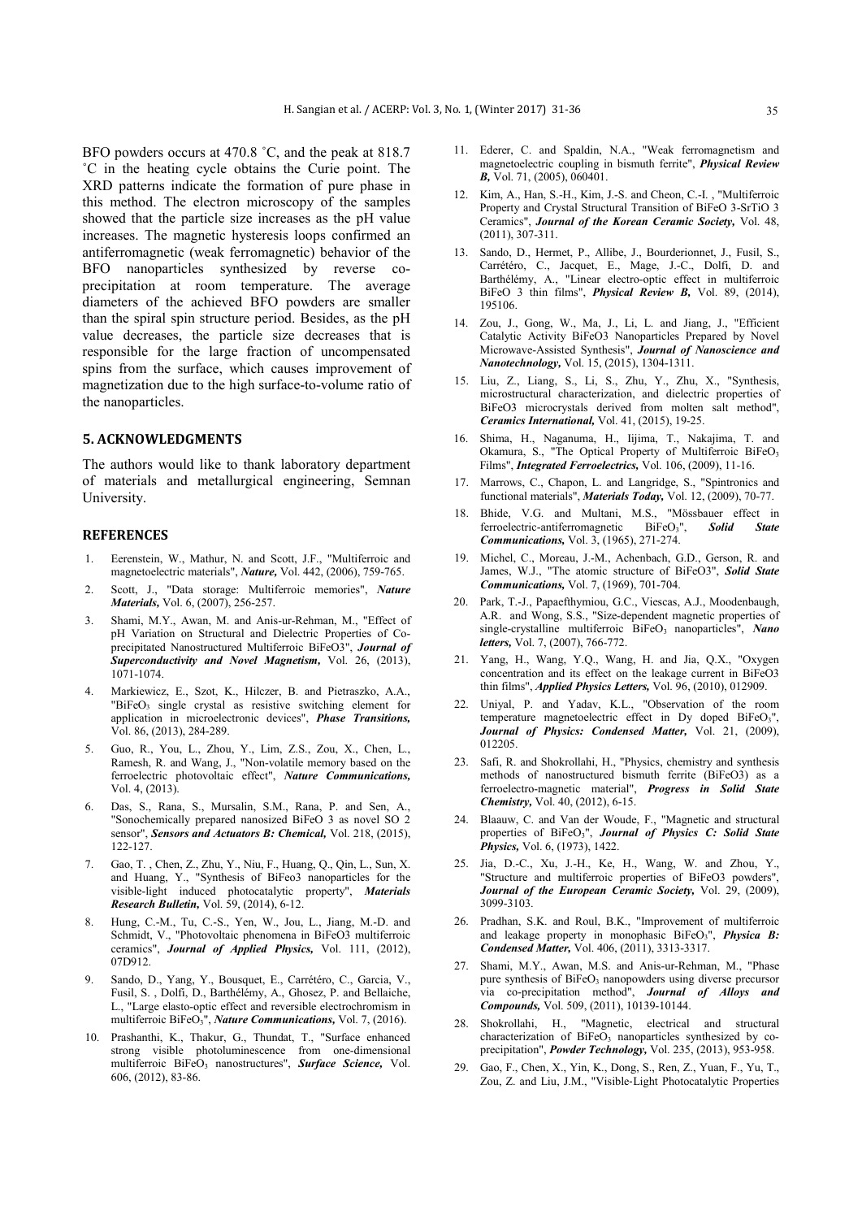BFO powders occurs at 470.8 ˚C, and the peak at 818.7 ˚C in the heating cycle obtains the Curie point. The XRD patterns indicate the formation of pure phase in this method. The electron microscopy of the samples showed that the particle size increases as the pH value increases. The magnetic hysteresis loops confirmed an antiferromagnetic (weak ferromagnetic) behavior of the BFO nanoparticles synthesized by reverse co-precipitation at room temperature. The average diameters of the achieved BFO powders are smaller than the spiral spin structure period. Besides, as the pH value decreases, the particle size decreases that is responsible for the large fraction of uncompensated spins from the surface, which causes improvement of magnetization due to the high surface-to-volume ratio of the nanoparticles.

## 5. ACKNOWLEDGMENTS

The authors would like to thank laboratory department of materials and metallurgical engineering, Semnan University.

## REFERENCES

1. Eerenstein, W., Mathur, N. and Scott, J.F., "Multiferroic and magnetoelectric materials", ***Nature,*** Vol. 442, (2006), 759-765.
2. Scott, J., "Data storage: Multiferroic memories", ***Nature Materials,*** Vol. 6, (2007), 256-257.
3. Shami, M.Y., Awan, M. and Anis-ur-Rehman, M., "Effect of pH Variation on Structural and Dielectric Properties of Co-precipitated Nanostructured Multiferroic BiFeO3", ***Journal of Superconductivity and Novel Magnetism,*** Vol. 26, (2013), 1071-1074.
4. Markiewicz, E., Szot, K., Hilczer, B. and Pietraszko, A.A., "$BiFeO_3$ single crystal as resistive switching element for application in microelectronic devices", ***Phase Transitions,*** Vol. 86, (2013), 284-289.
5. Guo, R., You, L., Zhou, Y., Lim, Z.S., Zou, X., Chen, L., Ramesh, R. and Wang, J., "Non-volatile memory based on the ferroelectric photovoltaic effect", ***Nature Communications,*** Vol. 4, (2013).
6. Das, S., Rana, S., Mursalin, S.M., Rana, P. and Sen, A., "Sonochemically prepared nanosized BiFeO 3 as novel SO 2 sensor", ***Sensors and Actuators B: Chemical,*** Vol. 218, (2015), 122-127.
7. Gao, T. , Chen, Z., Zhu, Y., Niu, F., Huang, Q., Qin, L., Sun, X. and Huang, Y., "Synthesis of BiFeo3 nanoparticles for the visible-light induced photocatalytic property", ***Materials Research Bulletin,*** Vol. 59, (2014), 6-12.
8. Hung, C.-M., Tu, C.-S., Yen, W., Jou, L., Jiang, M.-D. and Schmidt, V., "Photovoltaic phenomena in BiFeO3 multiferroic ceramics", ***Journal of Applied Physics,*** Vol. 111, (2012), 07D912.
9. Sando, D., Yang, Y., Bousquet, E., Carrétéro, C., Garcia, V., Fusil, S. , Dolfi, D., Barthélémy, A., Ghosez, P. and Bellaiche, L., "Large elasto-optic effect and reversible electrochromism in multiferroic $BiFeO_3$", ***Nature Communications,*** Vol. 7, (2016).
10. Prashanthi, K., Thakur, G., Thundat, T., "Surface enhanced strong visible photoluminescence from one-dimensional multiferroic $BiFeO_3$ nanostructures", ***Surface Science,*** Vol. 606, (2012), 83-86.
11. Ederer, C. and Spaldin, N.A., "Weak ferromagnetism and magnetoelectric coupling in bismuth ferrite", ***Physical Review B,*** Vol. 71, (2005), 060401.
12. Kim, A., Han, S.-H., Kim, J.-S. and Cheon, C.-I. , "Multiferroic Property and Crystal Structural Transition of BiFeO 3-SrTiO 3 Ceramics", ***Journal of the Korean Ceramic Society,*** Vol. 48, (2011), 307-311.
13. Sando, D., Hermet, P., Allibe, J., Bourderionnet, J., Fusil, S., Carrétéro, C., Jacquet, E., Mage, J.-C., Dolfi, D. and Barthélémy, A., "Linear electro-optic effect in multiferroic BiFeO 3 thin films", ***Physical Review B,*** Vol. 89, (2014), 195106.
14. Zou, J., Gong, W., Ma, J., Li, L. and Jiang, J., "Efficient Catalytic Activity BiFeO3 Nanoparticles Prepared by Novel Microwave-Assisted Synthesis", ***Journal of Nanoscience and Nanotechnology,*** Vol. 15, (2015), 1304-1311.
15. Liu, Z., Liang, S., Li, S., Zhu, Y., Zhu, X., "Synthesis, microstructural characterization, and dielectric properties of BiFeO3 microcrystals derived from molten salt method", ***Ceramics International,*** Vol. 41, (2015), 19-25.
16. Shima, H., Naganuma, H., Iijima, T., Nakajima, T. and Okamura, S., "The Optical Property of Multiferroic $BiFeO_3$ Films", ***Integrated Ferroelectrics,*** Vol. 106, (2009), 11-16.
17. Marrows, C., Chapon, L. and Langridge, S., "Spintronics and functional materials", ***Materials Today,*** Vol. 12, (2009), 70-77.
18. Bhide, V.G. and Multani, M.S., "Mössbauer effect in ferroelectric-antiferromagnetic $BiFeO_3$", ***Solid State Communications,*** Vol. 3, (1965), 271-274.
19. Michel, C., Moreau, J.-M., Achenbach, G.D., Gerson, R. and James, W.J., "The atomic structure of BiFeO3", ***Solid State Communications,*** Vol. 7, (1969), 701-704.
20. Park, T.-J., Papaefthymiou, G.C., Viescas, A.J., Moodenbaugh, A.R. and Wong, S.S., "Size-dependent magnetic properties of single-crystalline multiferroic $BiFeO_3$ nanoparticles", ***Nano letters,*** Vol. 7, (2007), 766-772.
21. Yang, H., Wang, Y.Q., Wang, H. and Jia, Q.X., "Oxygen concentration and its effect on the leakage current in BiFeO3 thin films", ***Applied Physics Letters,*** Vol. 96, (2010), 012909.
22. Uniyal, P. and Yadav, K.L., "Observation of the room temperature magnetoelectric effect in Dy doped $BiFeO_3$", ***Journal of Physics: Condensed Matter,*** Vol. 21, (2009), 012205.
23. Safi, R. and Shokrollahi, H., "Physics, chemistry and synthesis methods of nanostructured bismuth ferrite (BiFeO3) as a ferroelectro-magnetic material", ***Progress in Solid State Chemistry,*** Vol. 40, (2012), 6-15.
24. Blaauw, C. and Van der Woude, F., "Magnetic and structural properties of $BiFeO_3$", ***Journal of Physics C: Solid State Physics,*** Vol. 6, (1973), 1422.
25. Jia, D.-C., Xu, J.-H., Ke, H., Wang, W. and Zhou, Y., "Structure and multiferroic properties of BiFeO3 powders", ***Journal of the European Ceramic Society,*** Vol. 29, (2009), 3099-3103.
26. Pradhan, S.K. and Roul, B.K., "Improvement of multiferroic and leakage property in monophasic $BiFeO_3$", ***Physica B: Condensed Matter,*** Vol. 406, (2011), 3313-3317.
27. Shami, M.Y., Awan, M.S. and Anis-ur-Rehman, M., "Phase pure synthesis of $BiFeO_3$ nanopowders using diverse precursor via co-precipitation method", ***Journal of Alloys and Compounds,*** Vol. 509, (2011), 10139-10144.
28. Shokrollahi, H., "Magnetic, electrical and structural characterization of $BiFeO_3$ nanoparticles synthesized by co-precipitation", ***Powder Technology,*** Vol. 235, (2013), 953-958.
29. Gao, F., Chen, X., Yin, K., Dong, S., Ren, Z., Yuan, F., Yu, T., Zou, Z. and Liu, J.M., "Visible-Light Photocatalytic Properties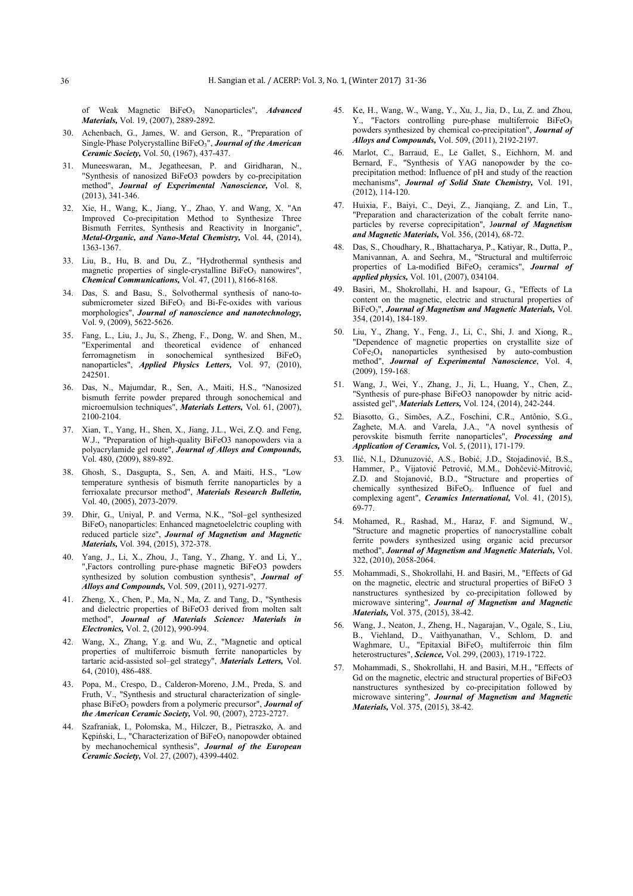of Weak Magnetic $BiFeO_3$ Nanoparticles", ***Advanced Materials,*** Vol. 19, (2007), 2889-2892.

30. Achenbach, G., James, W. and Gerson, R., "Preparation of Single-Phase Polycrystalline $BiFeO_3$", ***Journal of the American Ceramic Society,*** Vol. 50, (1967), 437-437.
31. Muneeswaran, M., Jegatheesan, P. and Giridharan, N., "Synthesis of nanosized BiFeO3 powders by co-precipitation method", ***Journal of Experimental Nanoscience,*** Vol. 8, (2013), 341-346.
32. Xie, H., Wang, K., Jiang, Y., Zhao, Y. and Wang, X. "An Improved Co-precipitation Method to Synthesize Three Bismuth Ferrites, Synthesis and Reactivity in Inorganic", ***Metal-Organic, and Nano-Metal Chemistry,*** Vol. 44, (2014), 1363-1367.
33. Liu, B., Hu, B. and Du, Z., "Hydrothermal synthesis and magnetic properties of single-crystalline $BiFeO_3$ nanowires", ***Chemical Communications,*** Vol. 47, (2011), 8166-8168.
34. Das, S. and Basu, S., Solvothermal synthesis of nano-to-submicrometer sized $BiFeO_3$ and Bi-Fe-oxides with various morphologies", ***Journal of nanoscience and nanotechnology,*** Vol. 9, (2009), 5622-5626.
35. Fang, L., Liu, J., Ju, S., Zheng, F., Dong, W. and Shen, M., "Experimental and theoretical evidence of enhanced ferromagnetism in sonochemical synthesized $BiFeO_3$ nanoparticles", ***Applied Physics Letters,*** Vol. 97, (2010), 242501.
36. Das, N., Majumdar, R., Sen, A., Maiti, H.S., "Nanosized bismuth ferrite powder prepared through sonochemical and microemulsion techniques", ***Materials Letters,*** Vol. 61, (2007), 2100-2104.
37. Xian, T., Yang, H., Shen, X., Jiang, J.L., Wei, Z.Q. and Feng, W.J., "Preparation of high-quality BiFeO3 nanopowders via a polyacrylamide gel route", ***Journal of Alloys and Compounds,*** Vol. 480, (2009), 889-892.
38. Ghosh, S., Dasgupta, S., Sen, A. and Maiti, H.S., "Low temperature synthesis of bismuth ferrite nanoparticles by a ferrioxalate precursor method", ***Materials Research Bulletin,*** Vol. 40, (2005), 2073-2079.
39. Dhir, G., Uniyal, P. and Verma, N.K., "Sol–gel synthesized $BiFeO_3$ nanoparticles: Enhanced magnetoelelctric coupling with reduced particle size", ***Journal of Magnetism and Magnetic Materials,*** Vol. 394, (2015), 372-378.
40. Yang, J., Li, X., Zhou, J., Tang, Y., Zhang, Y. and Li, Y., ",Factors controlling pure-phase magnetic BiFeO3 powders synthesized by solution combustion synthesis", ***Journal of Alloys and Compounds,*** Vol. 509, (2011), 9271-9277.
41. Zheng, X., Chen, P., Ma, N., Ma, Z. and Tang, D., "Synthesis and dielectric properties of BiFeO3 derived from molten salt method", ***Journal of Materials Science: Materials in Electronics,*** Vol. 2, (2012), 990-994.
42. Wang, X., Zhang, Y.g. and Wu, Z., "Magnetic and optical properties of multiferroic bismuth ferrite nanoparticles by tartaric acid-assisted sol–gel strategy", ***Materials Letters,*** Vol. 64, (2010), 486-488.
43. Popa, M., Crespo, D., Calderon-Moreno, J.M., Preda, S. and Fruth, V., "Synthesis and structural characterization of single-phase $BiFeO_3$ powders from a polymeric precursor", ***Journal of the American Ceramic Society,*** Vol. 90, (2007), 2723-2727.
44. Szafraniak, I., Połomska, M., Hilczer, B., Pietraszko, A. and Kępiński, L., "Characterization of $BiFeO_3$ nanopowder obtained by mechanochemical synthesis", ***Journal of the European Ceramic Society,*** Vol. 27, (2007), 4399-4402.
45. Ke, H., Wang, W., Wang, Y., Xu, J., Jia, D., Lu, Z. and Zhou, Y., "Factors controlling pure-phase multiferroic $BiFeO_3$ powders synthesized by chemical co-precipitation", ***Journal of Alloys and Compounds,*** Vol. 509, (2011), 2192-2197.
46. Marlot, C., Barraud, E., Le Gallet, S., Eichhorn, M. and Bernard, F., "Synthesis of YAG nanopowder by the co-precipitation method: Influence of pH and study of the reaction mechanisms", ***Journal of Solid State Chemistry,*** Vol. 191, (2012), 114-120.
47. Huixia, F., Baiyi, C., Deyi, Z., Jianqiang, Z. and Lin, T., "Preparation and characterization of the cobalt ferrite nano-particles by reverse coprecipitation", ***Journal of Magnetism and Magnetic Materials,*** Vol. 356, (2014), 68-72.
48. Das, S., Choudhary, R., Bhattacharya, P., Katiyar, R., Dutta, P., Manivannan, A. and Seehra, M., "Structural and multiferroic properties of La-modified $BiFeO_3$ ceramics", ***Journal of applied physics,*** Vol. 101, (2007), 034104.
49. Basiri, M., Shokrollahi, H. and Isapour, G., "Effects of La content on the magnetic, electric and structural properties of $BiFeO_3$", ***Journal of Magnetism and Magnetic Materials,*** Vol. 354, (2014), 184-189.
50. Liu, Y., Zhang, Y., Feng, J., Li, C., Shi, J. and Xiong, R., "Dependence of magnetic properties on crystallite size of $CoFe_2O_4$ nanoparticles synthesised by auto-combustion method", ***Journal of Experimental Nanoscience***, Vol. 4, (2009), 159-168.
51. Wang, J., Wei, Y., Zhang, J., Ji, L., Huang, Y., Chen, Z., "Synthesis of pure-phase BiFeO3 nanopowder by nitric acid-assisted gel", ***Materials Letters,*** Vol. 124, (2014), 242-244.
52. Biasotto, G., Simões, A.Z., Foschini, C.R., Antônio, S.G., Zaghete, M.A. and Varela, J.A., "A novel synthesis of perovskite bismuth ferrite nanoparticles", ***Processing and Application of Ceramics,*** Vol. 5, (2011), 171-179.
53. Ilić, N.I., Džunuzović, A.S., Bobić, J.D., Stojadinović, B.S., Hammer, P., Vijatović Petrović, M.M., Dohčević-Mitrović, Z.D. and Stojanović, B.D., "Structure and properties of chemically synthesized $BiFeO_3$. Influence of fuel and complexing agent", ***Ceramics International,*** Vol. 41, (2015), 69-77.
54. Mohamed, R., Rashad, M., Haraz, F. and Sigmund, W., "Structure and magnetic properties of nanocrystalline cobalt ferrite powders synthesized using organic acid precursor method", ***Journal of Magnetism and Magnetic Materials,*** Vol. 322, (2010), 2058-2064.
55. Mohammadi, S., Shokrollahi, H. and Basiri, M., "Effects of Gd on the magnetic, electric and structural properties of BiFeO 3 nanstructures synthesized by co-precipitation followed by microwave sintering", ***Journal of Magnetism and Magnetic Materials,*** Vol. 375, (2015), 38-42.
56. Wang, J., Neaton, J., Zheng, H., Nagarajan, V., Ogale, S., Liu, B., Viehland, D., Vaithyanathan, V., Schlom, D. and Waghmare, U., "Epitaxial $BiFeO_3$ multiferroic thin film heterostructures", ***Science,*** Vol. 299, (2003), 1719-1722.
57. Mohammadi, S., Shokrollahi, H. and Basiri, M.H., "Effects of Gd on the magnetic, electric and structural properties of BiFeO3 nanstructures synthesized by co-precipitation followed by microwave sintering", ***Journal of Magnetism and Magnetic Materials,*** Vol. 375, (2015), 38-42.